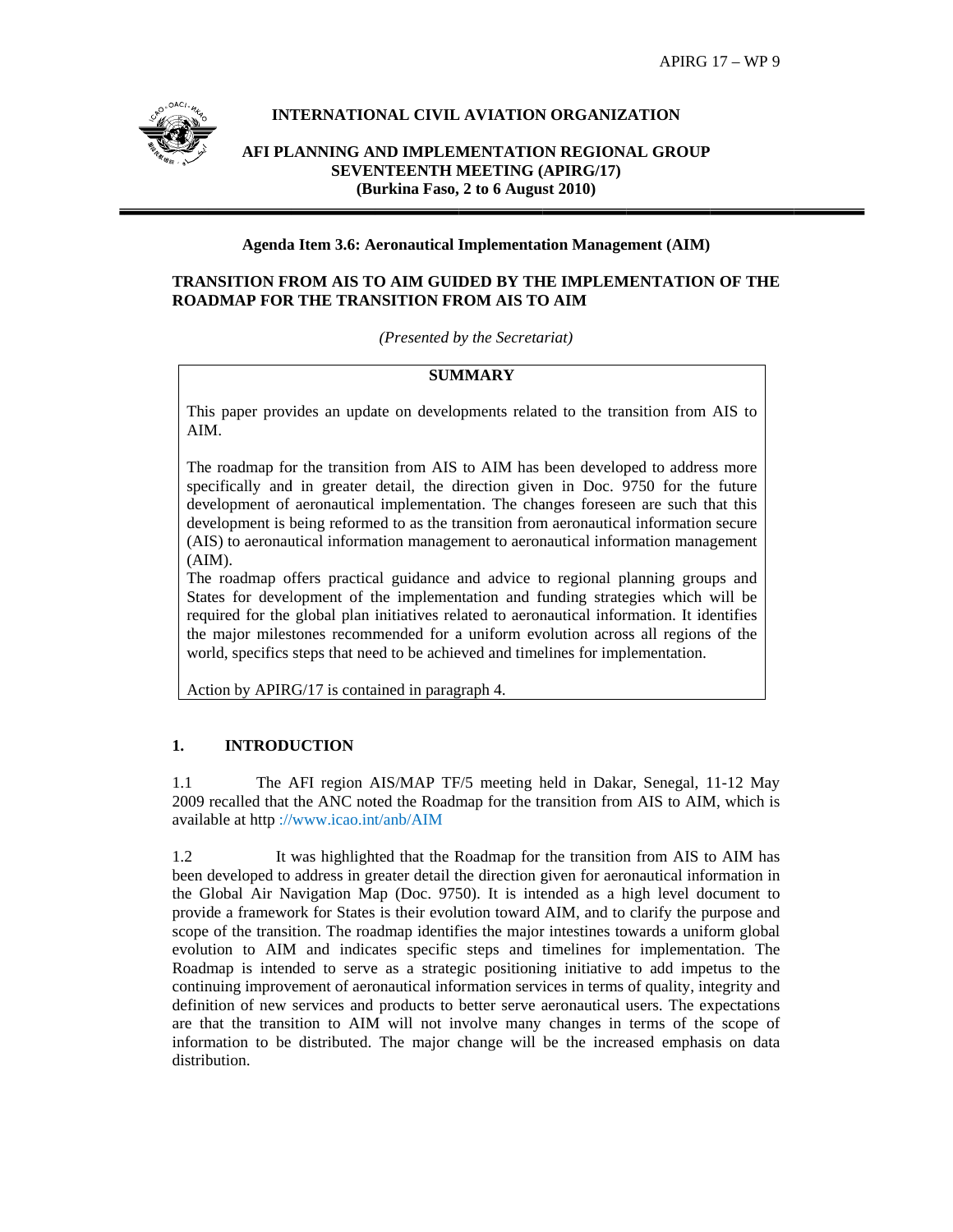APIRG 17 – WP 9

**INTERNATIONAL CIVIL AVIATION ORGANIZATION**

**AFI PLANNING AND IMPLEMENTATION REGIONAL GROUP SEVENTEENTH MEETING (APIRG/17) (Burkina Faso, 2 to 6 August 2010)**

---

**Agenda Item 3.6: Aeronautical Implementation Management (AIM)**

**TRANSITION FROM AIS TO AIM GUIDED BY THE IMPLEMENTATION OF THE ROADMAP FOR THE TRANSITION FROM AIS TO AIM**

*(Presented by the Secretariat)*

| **SUMMARY** |
|---|
| This paper provides an update on developments related to the transition from AIS to AIM.<br><br>The roadmap for the transition from AIS to AIM has been developed to address more specifically and in greater detail, the direction given in Doc. 9750 for the future development of aeronautical implementation. The changes foreseen are such that this development is being reformed to as the transition from aeronautical information secure (AIS) to aeronautical information management to aeronautical information management (AIM).<br>The roadmap offers practical guidance and advice to regional planning groups and States for development of the implementation and funding strategies which will be required for the global plan initiatives related to aeronautical information. It identifies the major milestones recommended for a uniform evolution across all regions of the world, specifics steps that need to be achieved and timelines for implementation.<br><br>Action by APIRG/17 is contained in paragraph 4. |

## 1. INTRODUCTION

1.1 The AFI region AIS/MAP TF/5 meeting held in Dakar, Senegal, 11-12 May 2009 recalled that the ANC noted the Roadmap for the transition from AIS to AIM, which is available at http ://www.icao.int/anb/AIM

1.2 It was highlighted that the Roadmap for the transition from AIS to AIM has been developed to address in greater detail the direction given for aeronautical information in the Global Air Navigation Map (Doc. 9750). It is intended as a high level document to provide a framework for States is their evolution toward AIM, and to clarify the purpose and scope of the transition. The roadmap identifies the major intestines towards a uniform global evolution to AIM and indicates specific steps and timelines for implementation. The Roadmap is intended to serve as a strategic positioning initiative to add impetus to the continuing improvement of aeronautical information services in terms of quality, integrity and definition of new services and products to better serve aeronautical users. The expectations are that the transition to AIM will not involve many changes in terms of the scope of information to be distributed. The major change will be the increased emphasis on data distribution.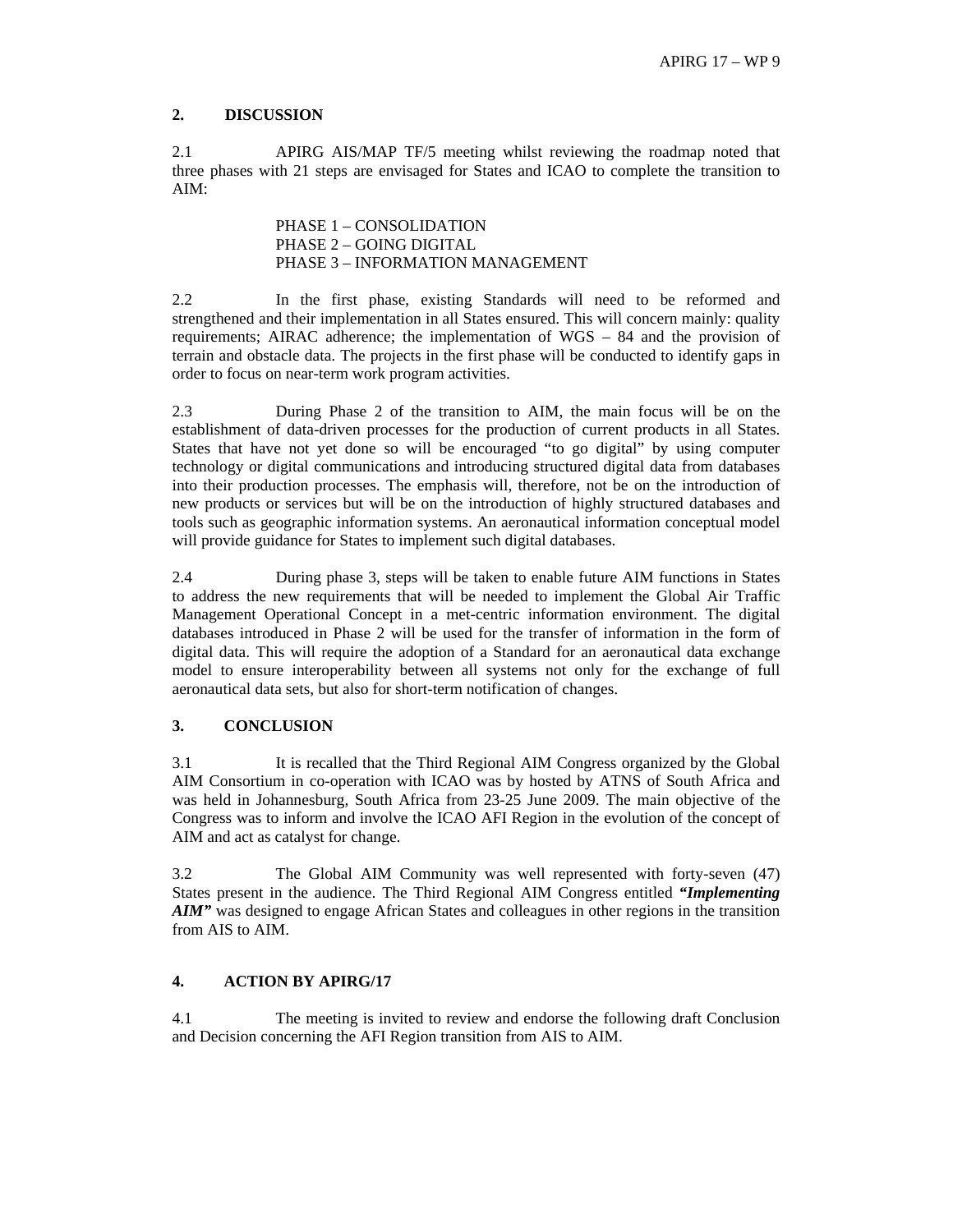## 2. DISCUSSION

2.1 APIRG AIS/MAP TF/5 meeting whilst reviewing the roadmap noted that three phases with 21 steps are envisaged for States and ICAO to complete the transition to AIM:

PHASE 1 – CONSOLIDATION
PHASE 2 – GOING DIGITAL
PHASE 3 – INFORMATION MANAGEMENT

2.2 In the first phase, existing Standards will need to be reformed and strengthened and their implementation in all States ensured. This will concern mainly: quality requirements; AIRAC adherence; the implementation of WGS – 84 and the provision of terrain and obstacle data. The projects in the first phase will be conducted to identify gaps in order to focus on near-term work program activities.

2.3 During Phase 2 of the transition to AIM, the main focus will be on the establishment of data-driven processes for the production of current products in all States. States that have not yet done so will be encouraged "to go digital" by using computer technology or digital communications and introducing structured digital data from databases into their production processes. The emphasis will, therefore, not be on the introduction of new products or services but will be on the introduction of highly structured databases and tools such as geographic information systems. An aeronautical information conceptual model will provide guidance for States to implement such digital databases.

2.4 During phase 3, steps will be taken to enable future AIM functions in States to address the new requirements that will be needed to implement the Global Air Traffic Management Operational Concept in a met-centric information environment. The digital databases introduced in Phase 2 will be used for the transfer of information in the form of digital data. This will require the adoption of a Standard for an aeronautical data exchange model to ensure interoperability between all systems not only for the exchange of full aeronautical data sets, but also for short-term notification of changes.

## 3. CONCLUSION

3.1 It is recalled that the Third Regional AIM Congress organized by the Global AIM Consortium in co-operation with ICAO was by hosted by ATNS of South Africa and was held in Johannesburg, South Africa from 23-25 June 2009. The main objective of the Congress was to inform and involve the ICAO AFI Region in the evolution of the concept of AIM and act as catalyst for change.

3.2 The Global AIM Community was well represented with forty-seven (47) States present in the audience. The Third Regional AIM Congress entitled ***"Implementing AIM"*** was designed to engage African States and colleagues in other regions in the transition from AIS to AIM.

## 4. ACTION BY APIRG/17

4.1 The meeting is invited to review and endorse the following draft Conclusion and Decision concerning the AFI Region transition from AIS to AIM.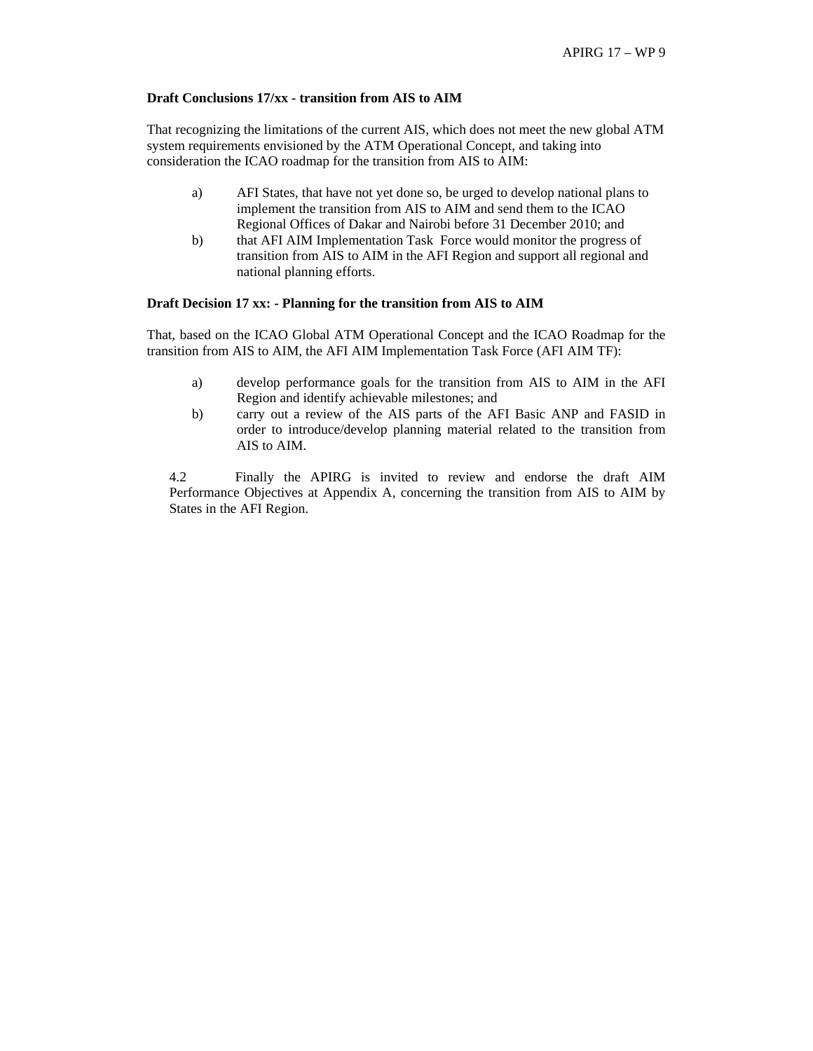**Draft Conclusions 17/xx - transition from AIS to AIM**

That recognizing the limitations of the current AIS, which does not meet the new global ATM system requirements envisioned by the ATM Operational Concept, and taking into consideration the ICAO roadmap for the transition from AIS to AIM:

a) AFI States, that have not yet done so, be urged to develop national plans to implement the transition from AIS to AIM and send them to the ICAO Regional Offices of Dakar and Nairobi before 31 December 2010; and
b) that AFI AIM Implementation Task Force would monitor the progress of transition from AIS to AIM in the AFI Region and support all regional and national planning efforts.

**Draft Decision 17 xx: - Planning for the transition from AIS to AIM**

That, based on the ICAO Global ATM Operational Concept and the ICAO Roadmap for the transition from AIS to AIM, the AFI AIM Implementation Task Force (AFI AIM TF):

a) develop performance goals for the transition from AIS to AIM in the AFI Region and identify achievable milestones; and
b) carry out a review of the AIS parts of the AFI Basic ANP and FASID in order to introduce/develop planning material related to the transition from AIS to AIM.

4.2 Finally the APIRG is invited to review and endorse the draft AIM Performance Objectives at Appendix A, concerning the transition from AIS to AIM by States in the AFI Region.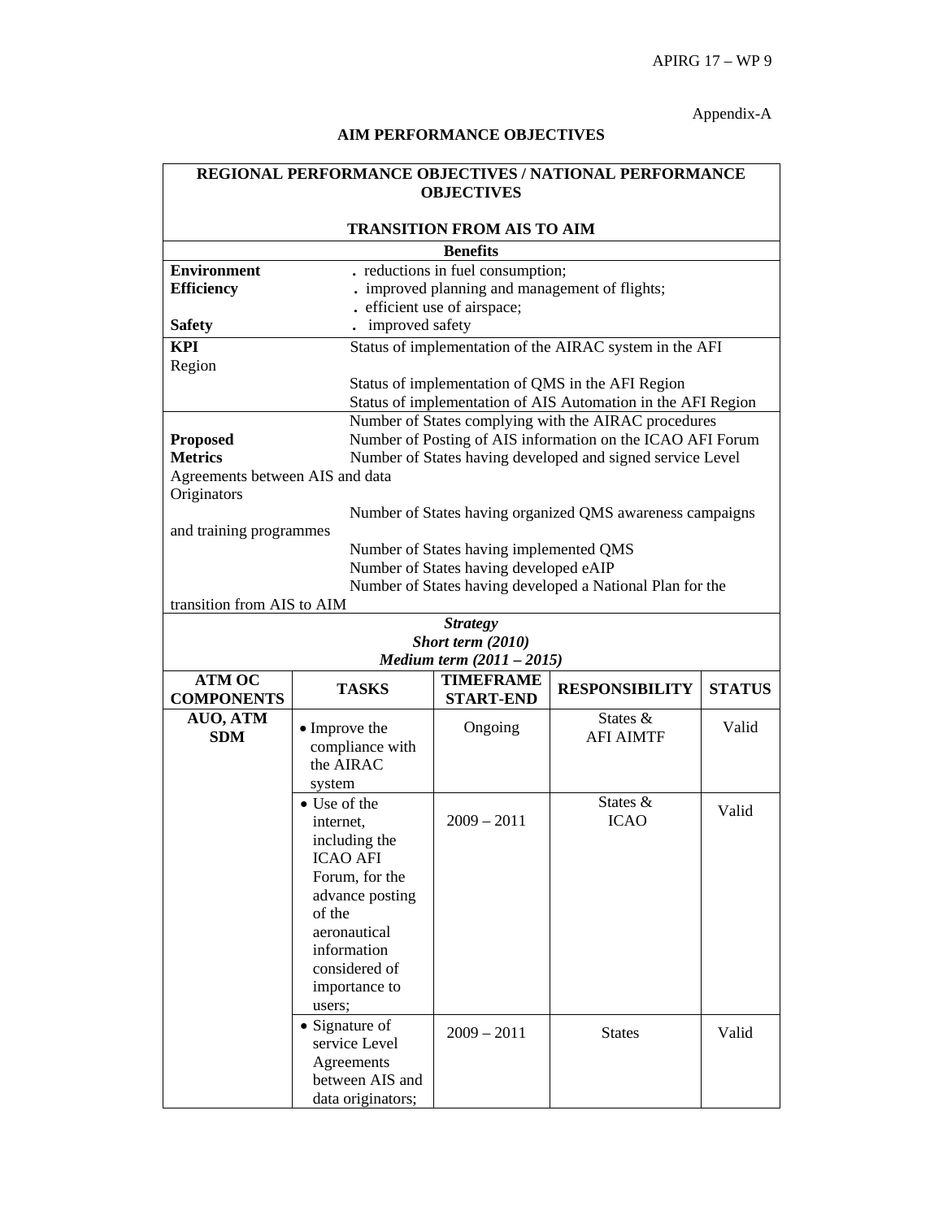Appendix-A

## AIM PERFORMANCE OBJECTIVES

| **REGIONAL PERFORMANCE OBJECTIVES / NATIONAL PERFORMANCE OBJECTIVES**<br><br>**TRANSITION FROM AIS TO AIM** | | | | |
|---|---|---|---|---|
| **Benefits** | | | | |
| **Environment**<br>**Efficiency**<br><br>**Safety** | . reductions in fuel consumption;<br>. improved planning and management of flights;<br>. efficient use of airspace;<br>. improved safety | | | |
| **KPI** Region | Status of implementation of the AIRAC system in the AFI<br><br>Status of implementation of QMS in the AFI Region<br>Status of implementation of AIS Automation in the AFI Region | | | |
| **Proposed Metrics** | Number of States complying with the AIRAC procedures<br>Number of Posting of AIS information on the ICAO AFI Forum<br>Number of States having developed and signed service Level Agreements between AIS and data Originators<br><br>Number of States having organized QMS awareness campaigns and training programmes<br>Number of States having implemented QMS<br>Number of States having developed eAIP<br>Number of States having developed a National Plan for the transition from AIS to AIM | | | |
| ***Strategy***<br>***Short term (2010)***<br>***Medium term (2011 – 2015)*** | | | | |
| **ATM OC COMPONENTS** | **TASKS** | **TIMEFRAME START-END** | **RESPONSIBILITY** | **STATUS** |
| **AUO, ATM SDM** | • Improve the compliance with the AIRAC system | Ongoing | States & AFI AIMTF | Valid |
| | • Use of the internet, including the ICAO AFI Forum, for the advance posting of the aeronautical information considered of importance to users; | 2009 – 2011 | States & ICAO | Valid |
| | • Signature of service Level Agreements between AIS and data originators; | 2009 – 2011 | States | Valid |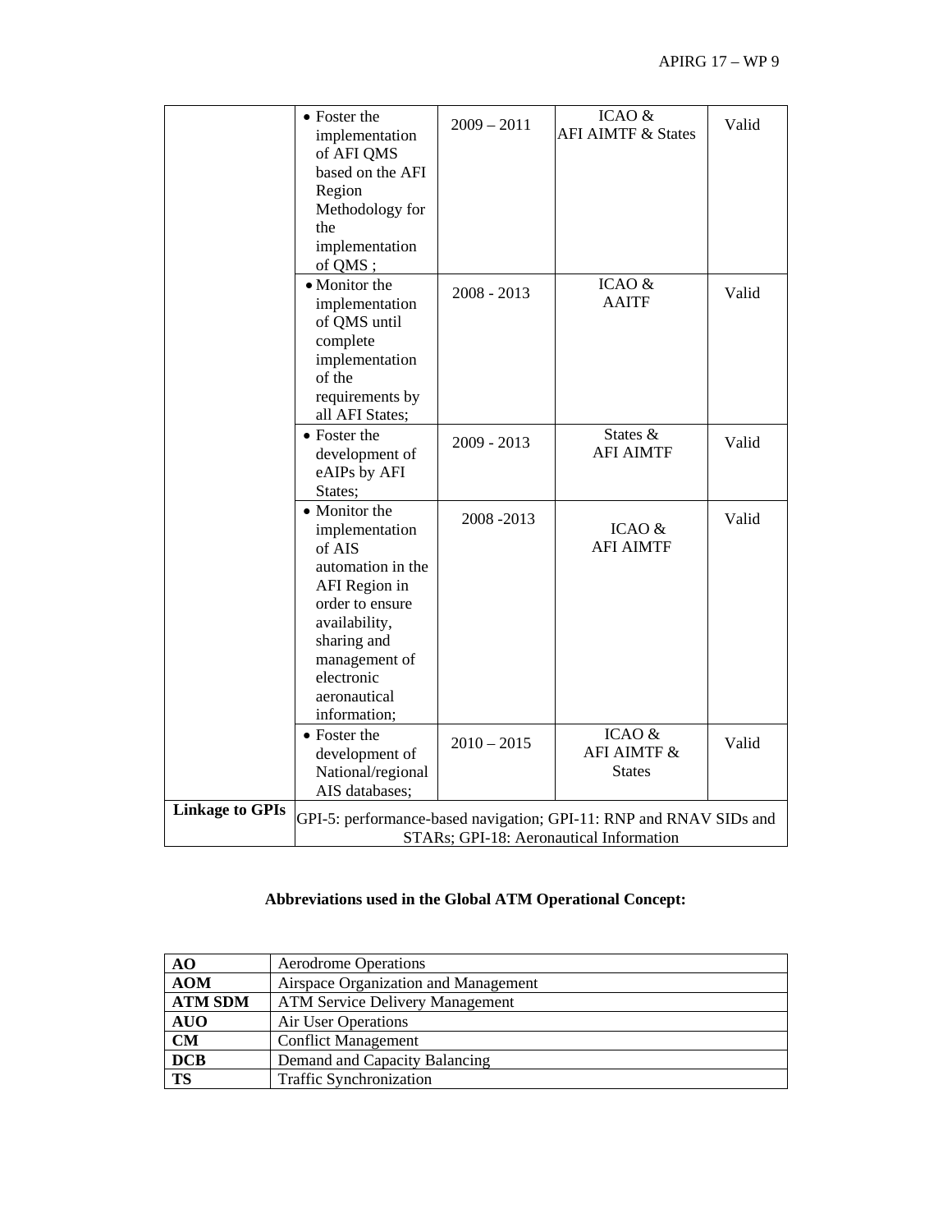| | | | | |
|---|---|---|---|---|
| | • Foster the implementation of AFI QMS based on the AFI Region Methodology for the implementation of QMS ; | 2009 – 2011 | ICAO & AFI AIMTF & States | Valid |
| | • Monitor the implementation of QMS until complete implementation of the requirements by all AFI States; | 2008 - 2013 | ICAO & AAITF | Valid |
| | • Foster the development of eAIPs by AFI States; | 2009 - 2013 | States & AFI AIMTF | Valid |
| | • Monitor the implementation of AIS automation in the AFI Region in order to ensure availability, sharing and management of electronic aeronautical information; | 2008 -2013 | ICAO & AFI AIMTF | Valid |
| | • Foster the development of National/regional AIS databases; | 2010 – 2015 | ICAO & AFI AIMTF & States | Valid |
| **Linkage to GPIs** | GPI-5: performance-based navigation; GPI-11: RNP and RNAV SIDs and STARs; GPI-18: Aeronautical Information | | | |

**Abbreviations used in the Global ATM Operational Concept:**

| | |
|---|---|
| **AO** | Aerodrome Operations |
| **AOM** | Airspace Organization and Management |
| **ATM SDM** | ATM Service Delivery Management |
| **AUO** | Air User Operations |
| **CM** | Conflict Management |
| **DCB** | Demand and Capacity Balancing |
| **TS** | Traffic Synchronization |